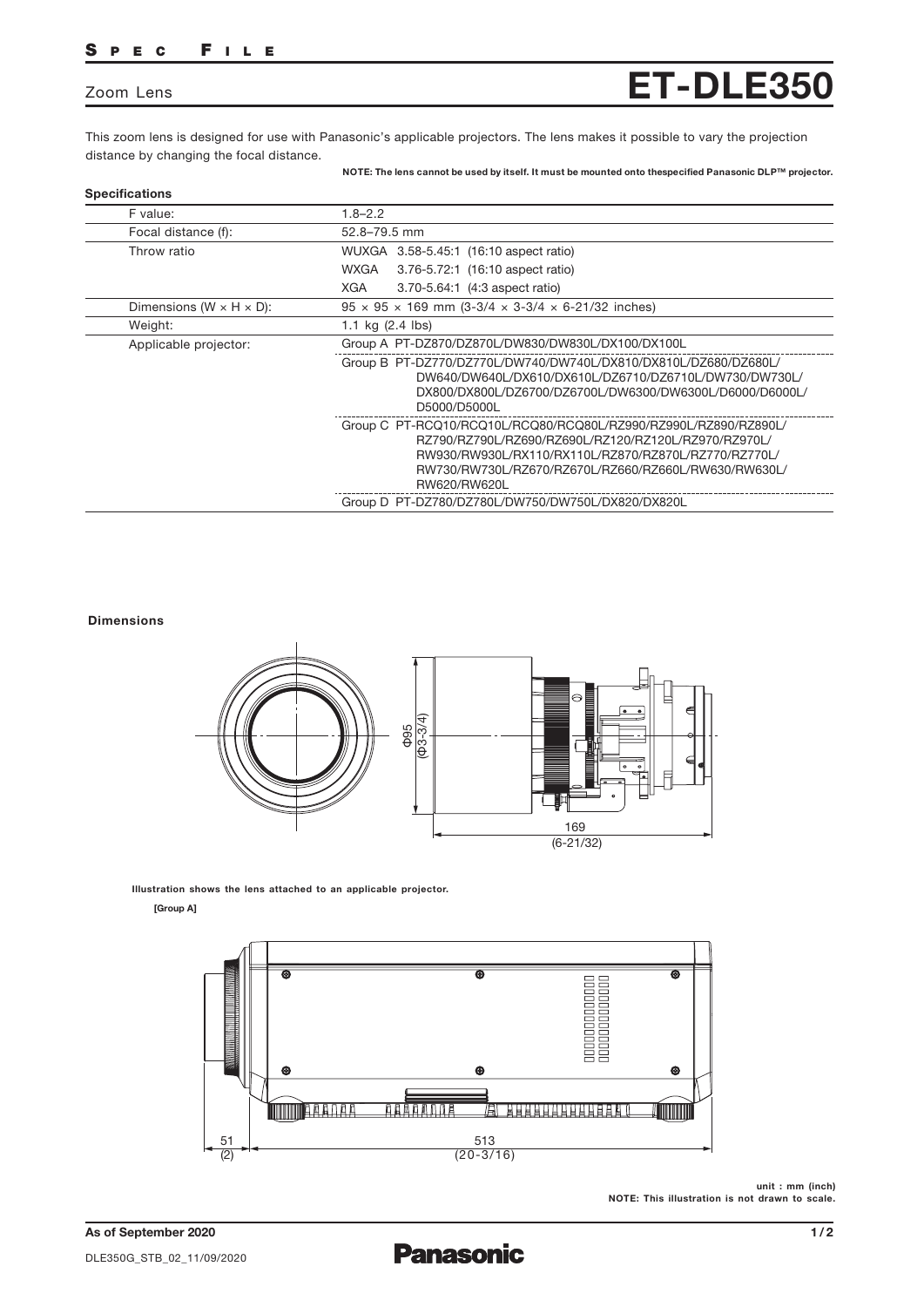SPEC FILE

# Zoom Lens ET-DLE350

This zoom lens is designed for use with Panasonic's applicable projectors. The lens makes it possible to vary the projection distance by changing the focal distance.

**NOTE: The lens cannot be used by itself. It must be mounted onto thespecified Panasonic DLP™ projector.**

**Specifications**

| | |
|---|---|
| F value: | 1.8–2.2 |
| Focal distance (f): | 52.8–79.5 mm |
| Throw ratio | WUXGA 3.58-5.45:1 (16:10 aspect ratio)<br>WXGA 3.76-5.72:1 (16:10 aspect ratio)<br>XGA 3.70-5.64:1 (4:3 aspect ratio) |
| Dimensions (W × H × D): | 95 × 95 × 169 mm (3-3/4 × 3-3/4 × 6-21/32 inches) |
| Weight: | 1.1 kg (2.4 lbs) |
| Applicable projector: | Group A PT-DZ870/DZ870L/DW830/DW830L/DX100/DX100L |
| | Group B PT-DZ770/DZ770L/DW740/DW740L/DX810/DX810L/DZ680/DZ680L/DW640/DW640L/DX610/DX610L/DZ6710/DZ6710L/DW730/DW730L/DX800/DX800L/DZ6700/DZ6700L/DW6300/DW6300L/D6000/D6000L/D5000/D5000L |
| | Group C PT-RCQ10/RCQ10L/RCQ80/RCQ80L/RZ990/RZ990L/RZ890/RZ890L/RZ790/RZ790L/RZ690/RZ690L/RZ120/RZ120L/RZ970/RZ970L/RW930/RW930L/RX110/RX110L/RZ870/RZ870L/RZ770/RZ770L/RW730/RW730L/RZ670/RZ670L/RZ660/RZ660L/RW630/RW630L/RW620/RW620L |
| | Group D PT-DZ780/DZ780L/DW750/DW750L/DX820/DX820L |

**Dimensions**

Φ95 (Φ3-3/4)

169 (6-21/32)

**Illustration shows the lens attached to an applicable projector.**

**[Group A]**

51 (2)

513 (20-3/16)

**unit : mm (inch)**
**NOTE: This illustration is not drawn to scale.**

**As of September 2020**

DLE350G_STB_02_11/09/2020

Panasonic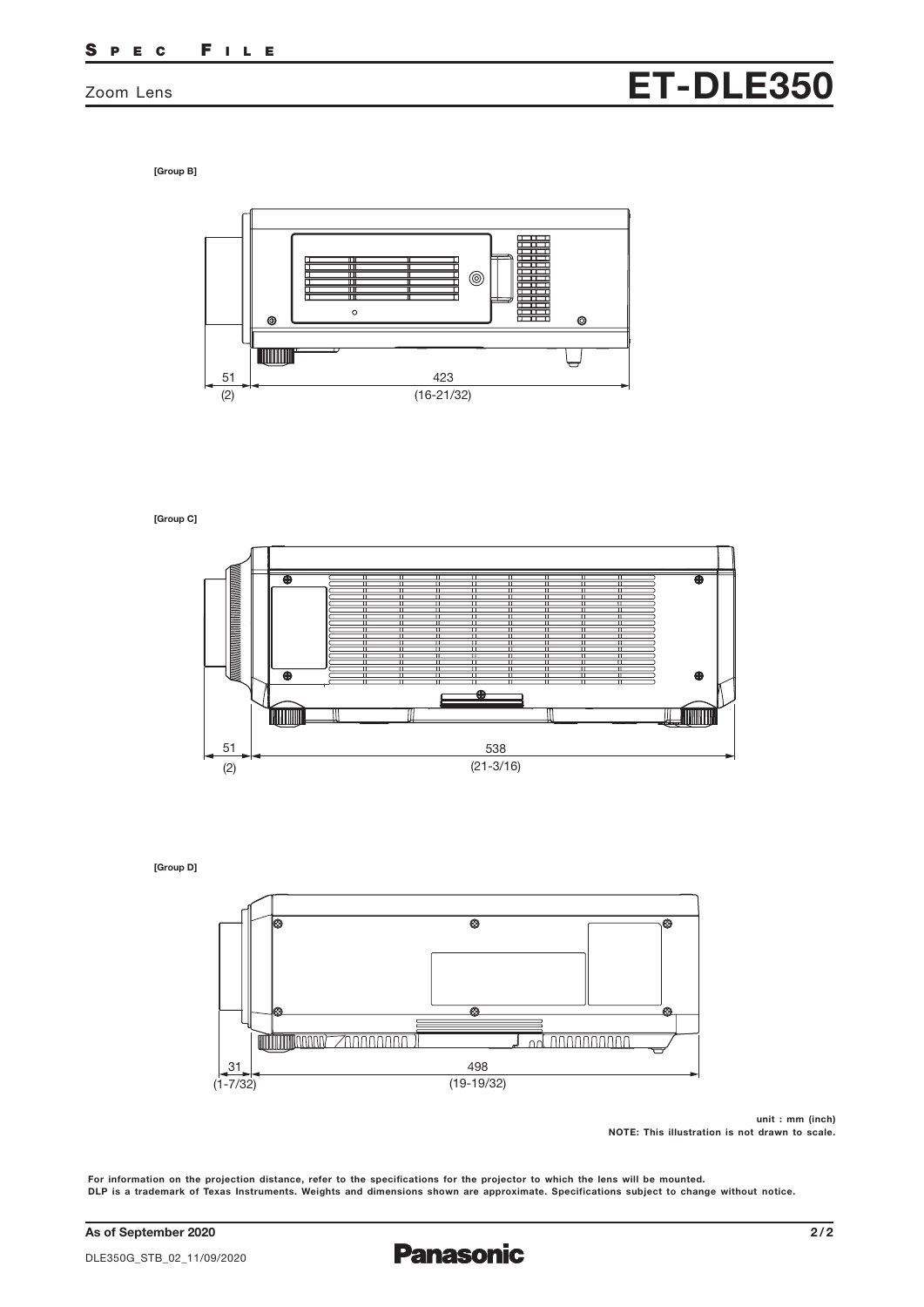## Zoom Lens ET-DLE350

[Group B]

51
(2)
423
(16-21/32)

[Group C]

51
(2)
538
(21-3/16)

[Group D]

31
(1-7/32)
498
(19-19/32)

unit : mm (inch)
NOTE: This illustration is not drawn to scale.

For information on the projection distance, refer to the specifications for the projector to which the lens will be mounted.
DLP is a trademark of Texas Instruments. Weights and dimensions shown are approximate. Specifications subject to change without notice.

As of September 2020

DLE350G_STB_02_11/09/2020